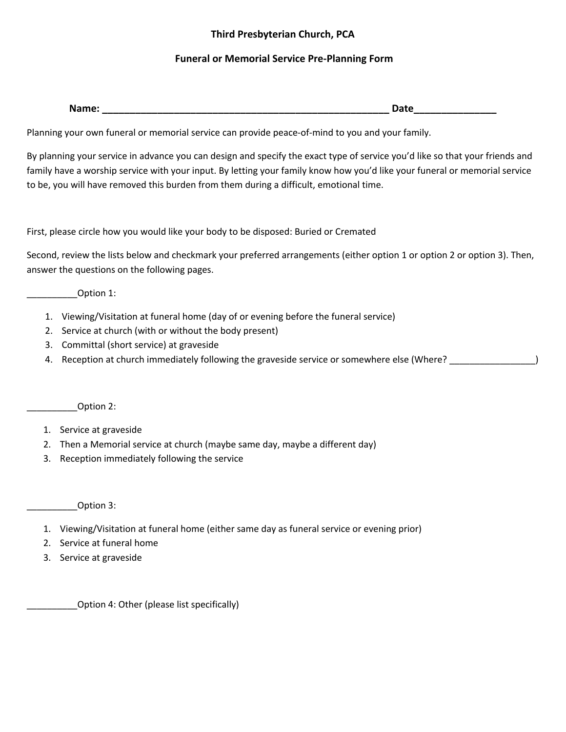**Third Presbyterian Church, PCA**

**Funeral or Memorial Service Pre-Planning Form**

**Name: ______________________________________________________ Date_______________**

Planning your own funeral or memorial service can provide peace-of-mind to you and your family.

By planning your service in advance you can design and specify the exact type of service you'd like so that your friends and family have a worship service with your input. By letting your family know how you'd like your funeral or memorial service to be, you will have removed this burden from them during a difficult, emotional time.

First, please circle how you would like your body to be disposed: Buried or Cremated

Second, review the lists below and checkmark your preferred arrangements (either option 1 or option 2 or option 3). Then, answer the questions on the following pages.

__________Option 1:

1. Viewing/Visitation at funeral home (day of or evening before the funeral service)
2. Service at church (with or without the body present)
3. Committal (short service) at graveside
4. Reception at church immediately following the graveside service or somewhere else (Where? _________________)

__________Option 2:

1. Service at graveside
2. Then a Memorial service at church (maybe same day, maybe a different day)
3. Reception immediately following the service

__________Option 3:

1. Viewing/Visitation at funeral home (either same day as funeral service or evening prior)
2. Service at funeral home
3. Service at graveside

__________Option 4: Other (please list specifically)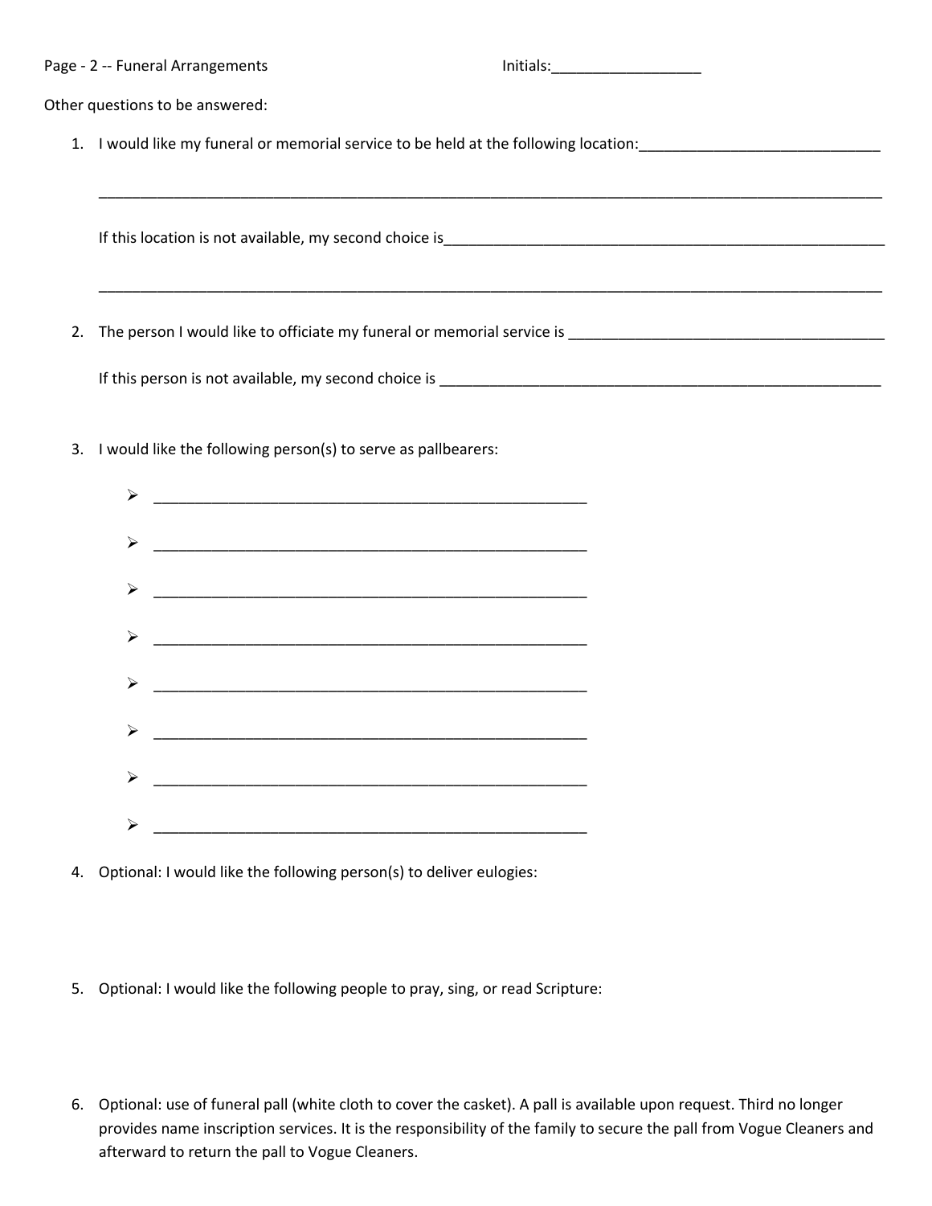Page - 2 -- Funeral Arrangements Initials:__________________

Other questions to be answered:

1. I would like my funeral or memorial service to be held at the following location:_____________________________

   ____________________________________________________________________________________________________

   If this location is not available, my second choice is________________________________________________________

   ____________________________________________________________________________________________________

2. The person I would like to officiate my funeral or memorial service is _______________________________________

   If this person is not available, my second choice is ________________________________________________________

3. I would like the following person(s) to serve as pallbearers:

   - ______________________________________________________
   - ______________________________________________________
   - ______________________________________________________
   - ______________________________________________________
   - ______________________________________________________
   - ______________________________________________________
   - ______________________________________________________
   - ______________________________________________________

4. Optional: I would like the following person(s) to deliver eulogies:

5. Optional: I would like the following people to pray, sing, or read Scripture:

6. Optional: use of funeral pall (white cloth to cover the casket). A pall is available upon request. Third no longer provides name inscription services. It is the responsibility of the family to secure the pall from Vogue Cleaners and afterward to return the pall to Vogue Cleaners.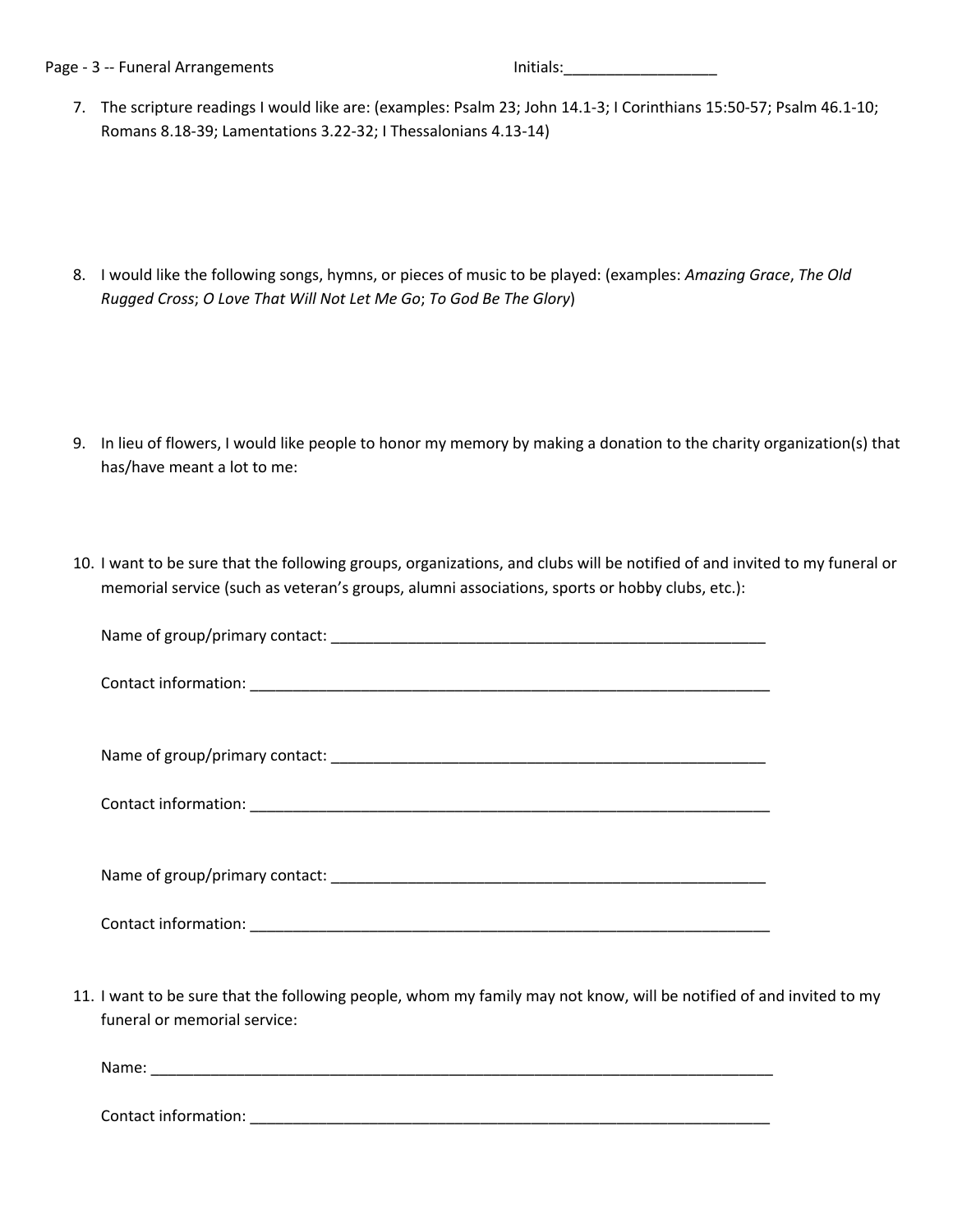Page - 3 -- Funeral Arrangements Initials:__________________

7. The scripture readings I would like are: (examples: Psalm 23; John 14.1-3; I Corinthians 15:50-57; Psalm 46.1-10; Romans 8.18-39; Lamentations 3.22-32; I Thessalonians 4.13-14)

8. I would like the following songs, hymns, or pieces of music to be played: (examples: *Amazing Grace*, *The Old Rugged Cross*; *O Love That Will Not Let Me Go*; *To God Be The Glory*)

9. In lieu of flowers, I would like people to honor my memory by making a donation to the charity organization(s) that has/have meant a lot to me:

10. I want to be sure that the following groups, organizations, and clubs will be notified of and invited to my funeral or memorial service (such as veteran's groups, alumni associations, sports or hobby clubs, etc.):

    Name of group/primary contact: ______________________________________________________

    Contact information: _________________________________________________________________

    Name of group/primary contact: ______________________________________________________

    Contact information: _________________________________________________________________

    Name of group/primary contact: ______________________________________________________

    Contact information: _________________________________________________________________

11. I want to be sure that the following people, whom my family may not know, will be notified of and invited to my funeral or memorial service:

    Name: _______________________________________________________________________________

    Contact information: _________________________________________________________________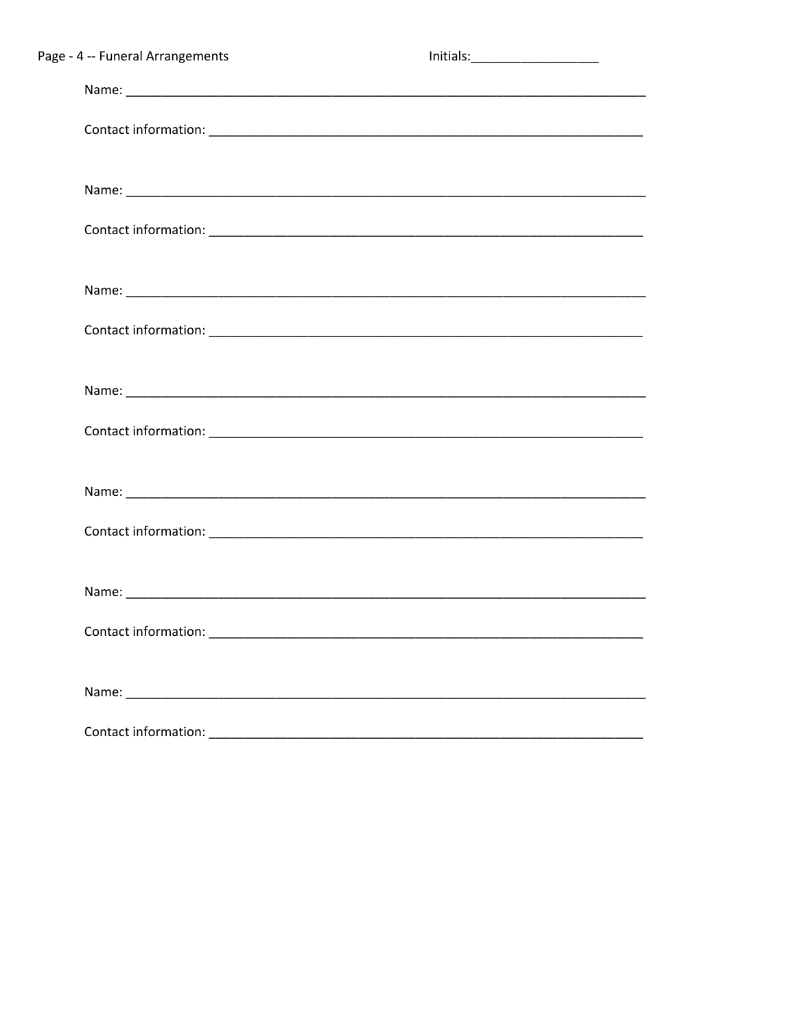Name: ______________________________________________________________________

Contact information: __________________________________________________________

Name: ______________________________________________________________________

Contact information: __________________________________________________________

Name: ______________________________________________________________________

Contact information: __________________________________________________________

Name: ______________________________________________________________________

Contact information: __________________________________________________________

Name: ______________________________________________________________________

Contact information: __________________________________________________________

Name: ______________________________________________________________________

Contact information: __________________________________________________________

Name: ______________________________________________________________________

Contact information: __________________________________________________________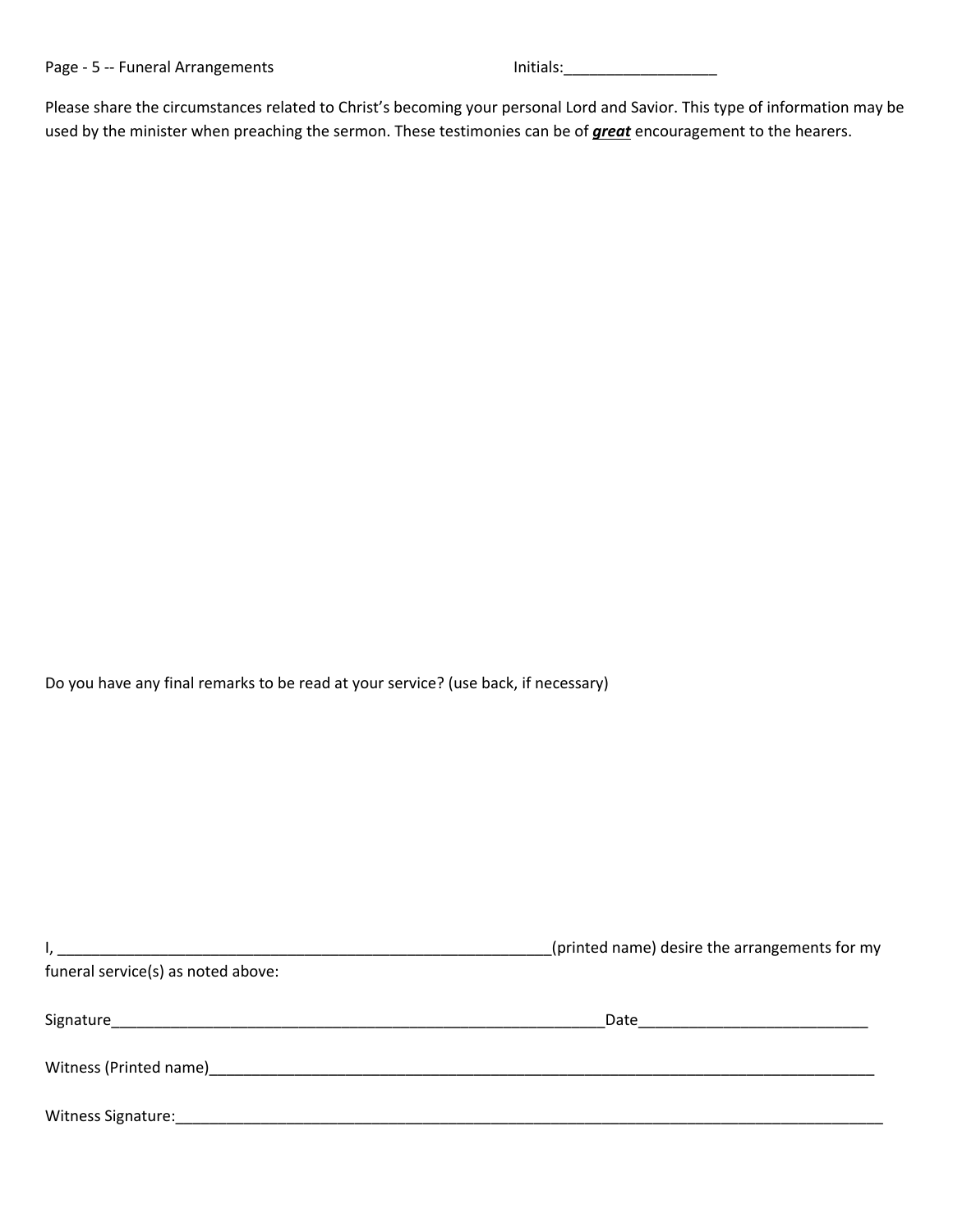Initials:__________________

Please share the circumstances related to Christ's becoming your personal Lord and Savior. This type of information may be used by the minister when preaching the sermon. These testimonies can be of ***great*** encouragement to the hearers.

Do you have any final remarks to be read at your service? (use back, if necessary)

I, ____________________________________________________________(printed name) desire the arrangements for my funeral service(s) as noted above:

Signature______________________________________________________________Date___________________________

Witness (Printed name)_________________________________________________________________________________

Witness Signature:______________________________________________________________________________________